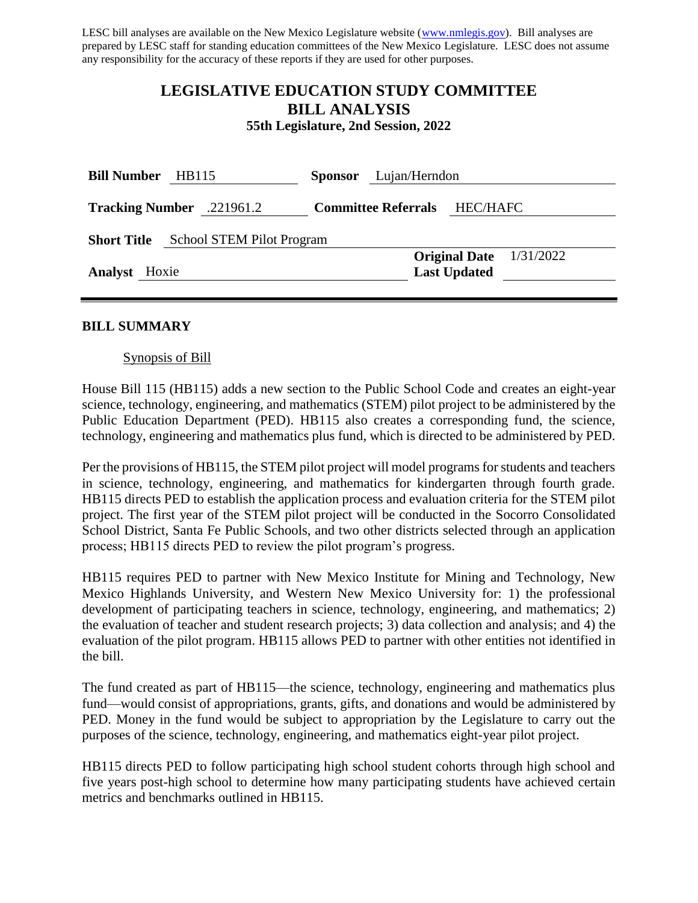LESC bill analyses are available on the New Mexico Legislature website (www.nmlegis.gov). Bill analyses are prepared by LESC staff for standing education committees of the New Mexico Legislature. LESC does not assume any responsibility for the accuracy of these reports if they are used for other purposes.

# LEGISLATIVE EDUCATION STUDY COMMITTEE
# BILL ANALYSIS
### 55th Legislature, 2nd Session, 2022

**Bill Number** HB115 **Sponsor** Lujan/Herndon

**Tracking Number** .221961.2 **Committee Referrals** HEC/HAFC

**Short Title** School STEM Pilot Program

**Analyst** Hoxie **Original Date** 1/31/2022 **Last Updated**

## BILL SUMMARY

Synopsis of Bill

House Bill 115 (HB115) adds a new section to the Public School Code and creates an eight-year science, technology, engineering, and mathematics (STEM) pilot project to be administered by the Public Education Department (PED). HB115 also creates a corresponding fund, the science, technology, engineering and mathematics plus fund, which is directed to be administered by PED.

Per the provisions of HB115, the STEM pilot project will model programs for students and teachers in science, technology, engineering, and mathematics for kindergarten through fourth grade. HB115 directs PED to establish the application process and evaluation criteria for the STEM pilot project. The first year of the STEM pilot project will be conducted in the Socorro Consolidated School District, Santa Fe Public Schools, and two other districts selected through an application process; HB115 directs PED to review the pilot program's progress.

HB115 requires PED to partner with New Mexico Institute for Mining and Technology, New Mexico Highlands University, and Western New Mexico University for: 1) the professional development of participating teachers in science, technology, engineering, and mathematics; 2) the evaluation of teacher and student research projects; 3) data collection and analysis; and 4) the evaluation of the pilot program. HB115 allows PED to partner with other entities not identified in the bill.

The fund created as part of HB115—the science, technology, engineering and mathematics plus fund—would consist of appropriations, grants, gifts, and donations and would be administered by PED. Money in the fund would be subject to appropriation by the Legislature to carry out the purposes of the science, technology, engineering, and mathematics eight-year pilot project.

HB115 directs PED to follow participating high school student cohorts through high school and five years post-high school to determine how many participating students have achieved certain metrics and benchmarks outlined in HB115.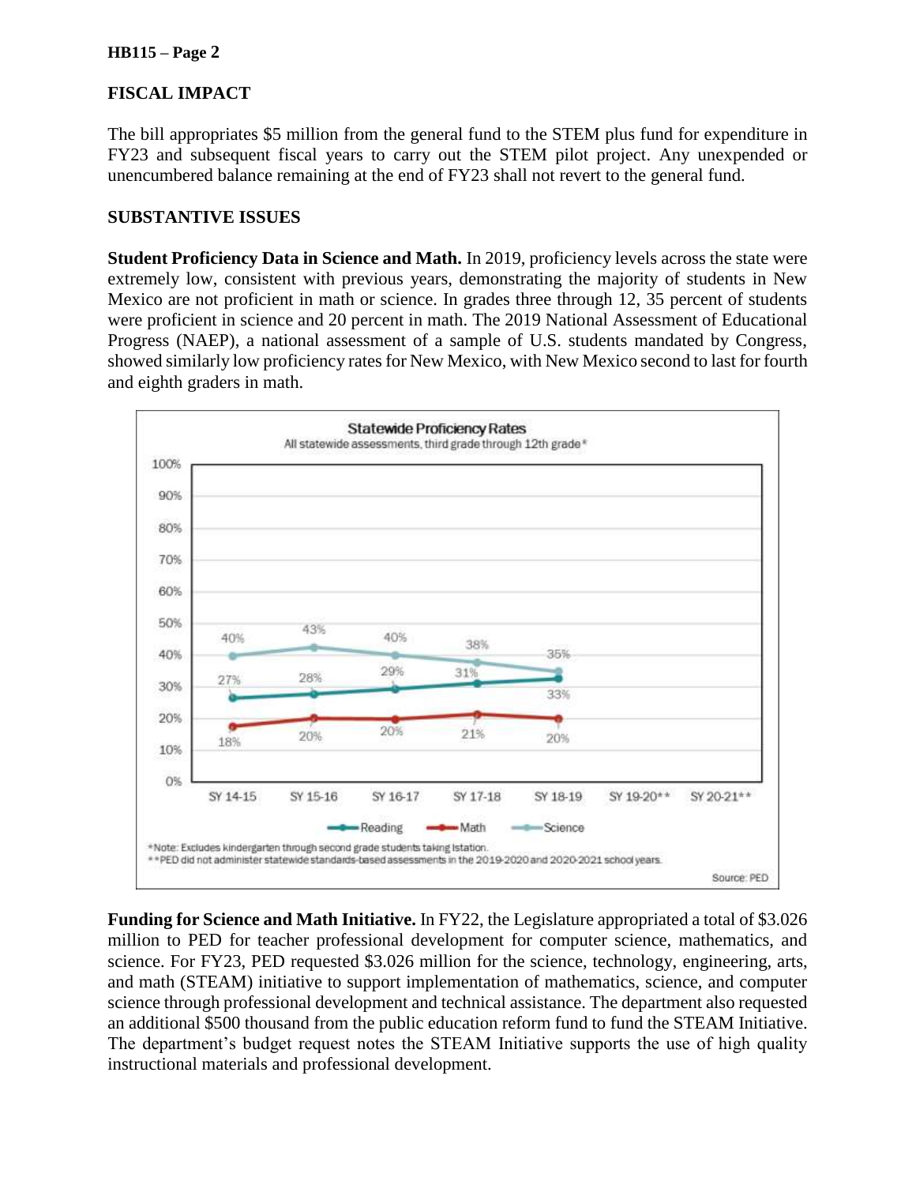## FISCAL IMPACT

The bill appropriates $5 million from the general fund to the STEM plus fund for expenditure in FY23 and subsequent fiscal years to carry out the STEM pilot project. Any unexpended or unencumbered balance remaining at the end of FY23 shall not revert to the general fund.

## SUBSTANTIVE ISSUES

**Student Proficiency Data in Science and Math.** In 2019, proficiency levels across the state were extremely low, consistent with previous years, demonstrating the majority of students in New Mexico are not proficient in math or science. In grades three through 12, 35 percent of students were proficient in science and 20 percent in math. The 2019 National Assessment of Educational Progress (NAEP), a national assessment of a sample of U.S. students mandated by Congress, showed similarly low proficiency rates for New Mexico, with New Mexico second to last for fourth and eighth graders in math.

**Statewide Proficiency Rates**
All statewide assessments, third grade through 12th grade*

| | SY 14-15 | SY 15-16 | SY 16-17 | SY 17-18 | SY 18-19 | SY 19-20** | SY 20-21** |
|---|---|---|---|---|---|---|---|
| Reading | 27% | 28% | 29% | 31% | 33% | | |
| Math | 18% | 20% | 20% | 21% | 20% | | |
| Science | 40% | 43% | 40% | 38% | 35% | | |

*Note: Excludes kindergarten through second grade students taking Istation.
**PED did not administer statewide standards-based assessments in the 2019-2020 and 2020-2021 school years.

Source: PED

**Funding for Science and Math Initiative.** In FY22, the Legislature appropriated a total of $3.026 million to PED for teacher professional development for computer science, mathematics, and science. For FY23, PED requested $3.026 million for the science, technology, engineering, arts, and math (STEAM) initiative to support implementation of mathematics, science, and computer science through professional development and technical assistance. The department also requested an additional $500 thousand from the public education reform fund to fund the STEAM Initiative. The department's budget request notes the STEAM Initiative supports the use of high quality instructional materials and professional development.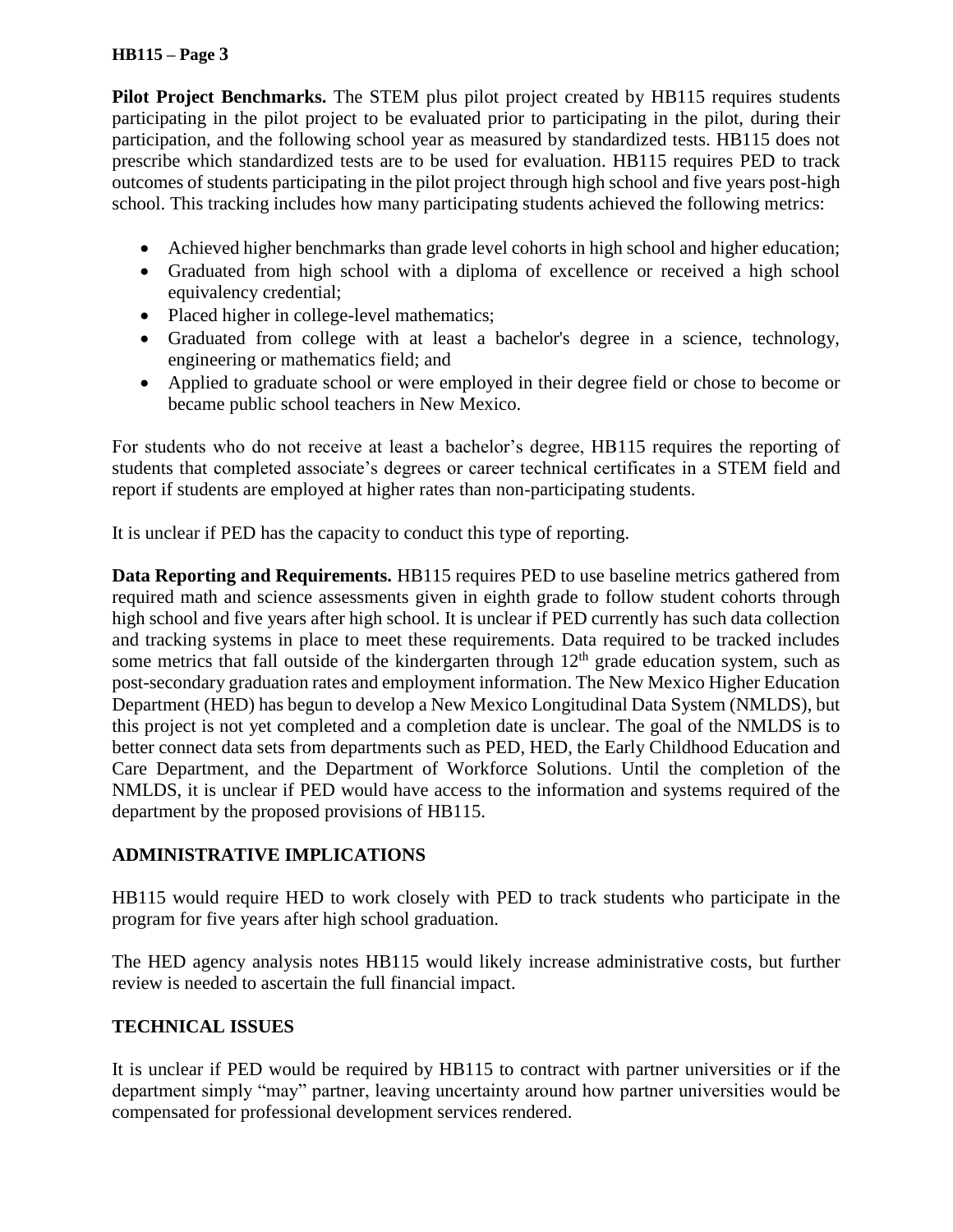**Pilot Project Benchmarks.** The STEM plus pilot project created by HB115 requires students participating in the pilot project to be evaluated prior to participating in the pilot, during their participation, and the following school year as measured by standardized tests. HB115 does not prescribe which standardized tests are to be used for evaluation. HB115 requires PED to track outcomes of students participating in the pilot project through high school and five years post-high school. This tracking includes how many participating students achieved the following metrics:

- Achieved higher benchmarks than grade level cohorts in high school and higher education;
- Graduated from high school with a diploma of excellence or received a high school equivalency credential;
- Placed higher in college-level mathematics;
- Graduated from college with at least a bachelor's degree in a science, technology, engineering or mathematics field; and
- Applied to graduate school or were employed in their degree field or chose to become or became public school teachers in New Mexico.

For students who do not receive at least a bachelor's degree, HB115 requires the reporting of students that completed associate's degrees or career technical certificates in a STEM field and report if students are employed at higher rates than non-participating students.

It is unclear if PED has the capacity to conduct this type of reporting.

**Data Reporting and Requirements.** HB115 requires PED to use baseline metrics gathered from required math and science assessments given in eighth grade to follow student cohorts through high school and five years after high school. It is unclear if PED currently has such data collection and tracking systems in place to meet these requirements. Data required to be tracked includes some metrics that fall outside of the kindergarten through 12th grade education system, such as post-secondary graduation rates and employment information. The New Mexico Higher Education Department (HED) has begun to develop a New Mexico Longitudinal Data System (NMLDS), but this project is not yet completed and a completion date is unclear. The goal of the NMLDS is to better connect data sets from departments such as PED, HED, the Early Childhood Education and Care Department, and the Department of Workforce Solutions. Until the completion of the NMLDS, it is unclear if PED would have access to the information and systems required of the department by the proposed provisions of HB115.

## ADMINISTRATIVE IMPLICATIONS

HB115 would require HED to work closely with PED to track students who participate in the program for five years after high school graduation.

The HED agency analysis notes HB115 would likely increase administrative costs, but further review is needed to ascertain the full financial impact.

## TECHNICAL ISSUES

It is unclear if PED would be required by HB115 to contract with partner universities or if the department simply "may" partner, leaving uncertainty around how partner universities would be compensated for professional development services rendered.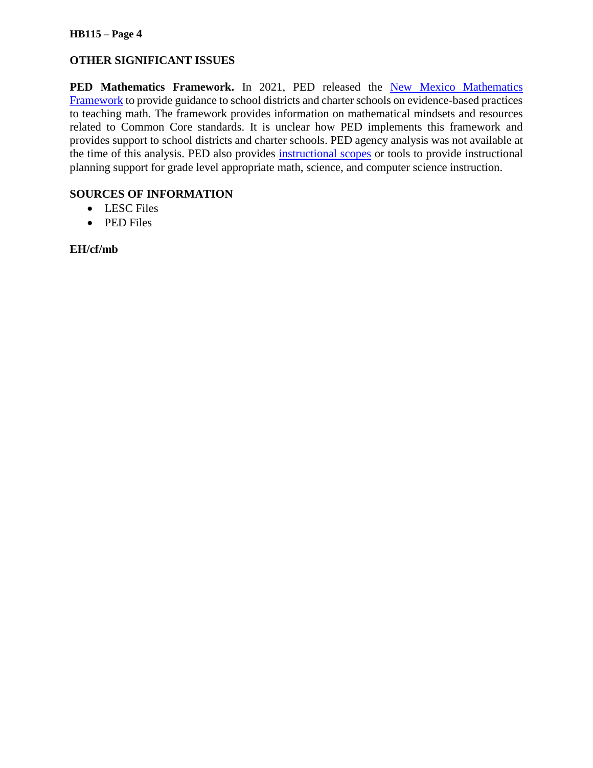## OTHER SIGNIFICANT ISSUES

**PED Mathematics Framework.** In 2021, PED released the New Mexico Mathematics Framework to provide guidance to school districts and charter schools on evidence-based practices to teaching math. The framework provides information on mathematical mindsets and resources related to Common Core standards. It is unclear how PED implements this framework and provides support to school districts and charter schools. PED agency analysis was not available at the time of this analysis. PED also provides instructional scopes or tools to provide instructional planning support for grade level appropriate math, science, and computer science instruction.

## SOURCES OF INFORMATION

- LESC Files
- PED Files

**EH/cf/mb**